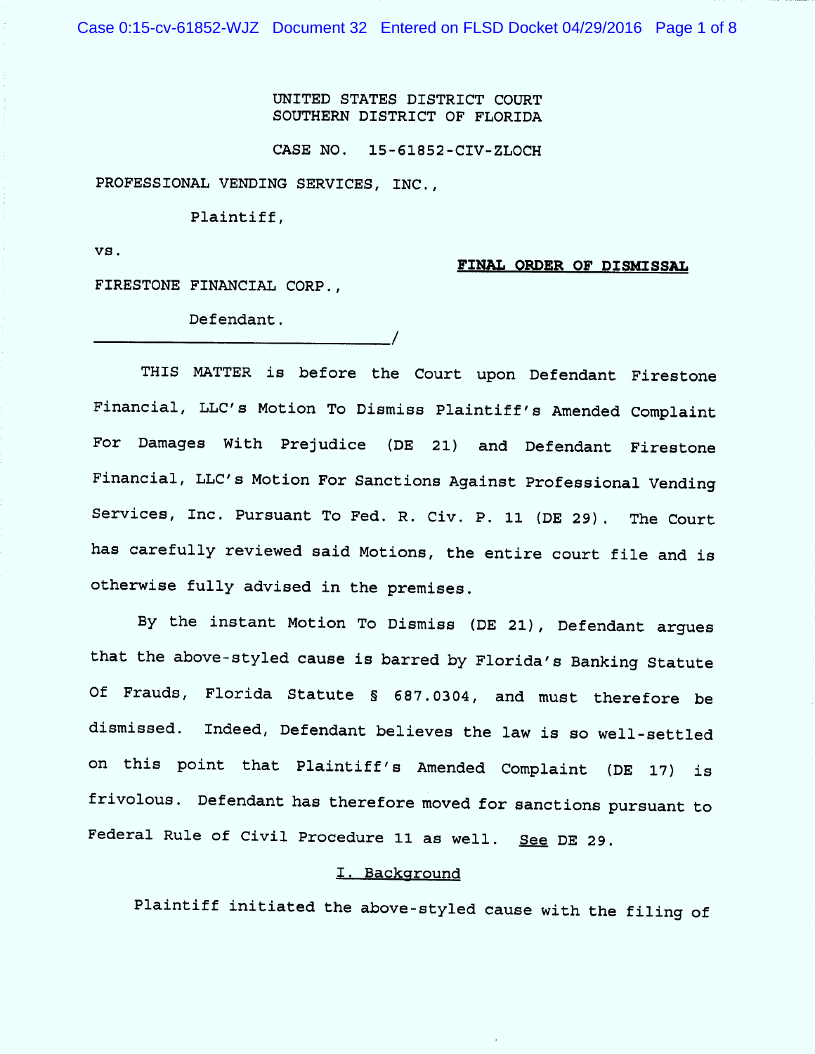UNITED STATES DISTRICT COURT
SOUTHERN DISTRICT OF FLORIDA

CASE NO. 15-61852-CIV-ZLOCH

PROFESSIONAL VENDING SERVICES, INC.,

Plaintiff,

vs.

**FINAL ORDER OF DISMISSAL**

FIRESTONE FINANCIAL CORP.,

Defendant.
_______________________________/

THIS MATTER is before the Court upon Defendant Firestone Financial, LLC's Motion To Dismiss Plaintiff's Amended Complaint For Damages With Prejudice (DE 21) and Defendant Firestone Financial, LLC's Motion For Sanctions Against Professional Vending Services, Inc. Pursuant To Fed. R. Civ. P. 11 (DE 29). The Court has carefully reviewed said Motions, the entire court file and is otherwise fully advised in the premises.

By the instant Motion To Dismiss (DE 21), Defendant argues that the above-styled cause is barred by Florida's Banking Statute Of Frauds, Florida Statute § 687.0304, and must therefore be dismissed. Indeed, Defendant believes the law is so well-settled on this point that Plaintiff's Amended Complaint (DE 17) is frivolous. Defendant has therefore moved for sanctions pursuant to Federal Rule of Civil Procedure 11 as well. See DE 29.

## I. Background

Plaintiff initiated the above-styled cause with the filing of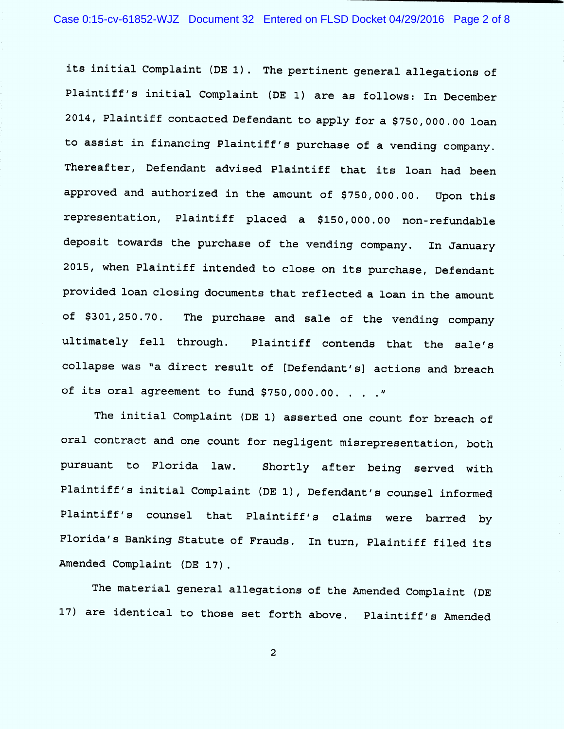its initial Complaint (DE 1). The pertinent general allegations of Plaintiff's initial Complaint (DE 1) are as follows: In December 2014, Plaintiff contacted Defendant to apply for a $750,000.00 loan to assist in financing Plaintiff's purchase of a vending company. Thereafter, Defendant advised Plaintiff that its loan had been approved and authorized in the amount of $750,000.00. Upon this representation, Plaintiff placed a $150,000.00 non-refundable deposit towards the purchase of the vending company. In January 2015, when Plaintiff intended to close on its purchase, Defendant provided loan closing documents that reflected a loan in the amount of $301,250.70. The purchase and sale of the vending company ultimately fell through. Plaintiff contends that the sale's collapse was "a direct result of [Defendant's] actions and breach of its oral agreement to fund $750,000.00. . . ."

The initial Complaint (DE 1) asserted one count for breach of oral contract and one count for negligent misrepresentation, both pursuant to Florida law. Shortly after being served with Plaintiff's initial Complaint (DE 1), Defendant's counsel informed Plaintiff's counsel that Plaintiff's claims were barred by Florida's Banking Statute of Frauds. In turn, Plaintiff filed its Amended Complaint (DE 17).

The material general allegations of the Amended Complaint (DE 17) are identical to those set forth above. Plaintiff's Amended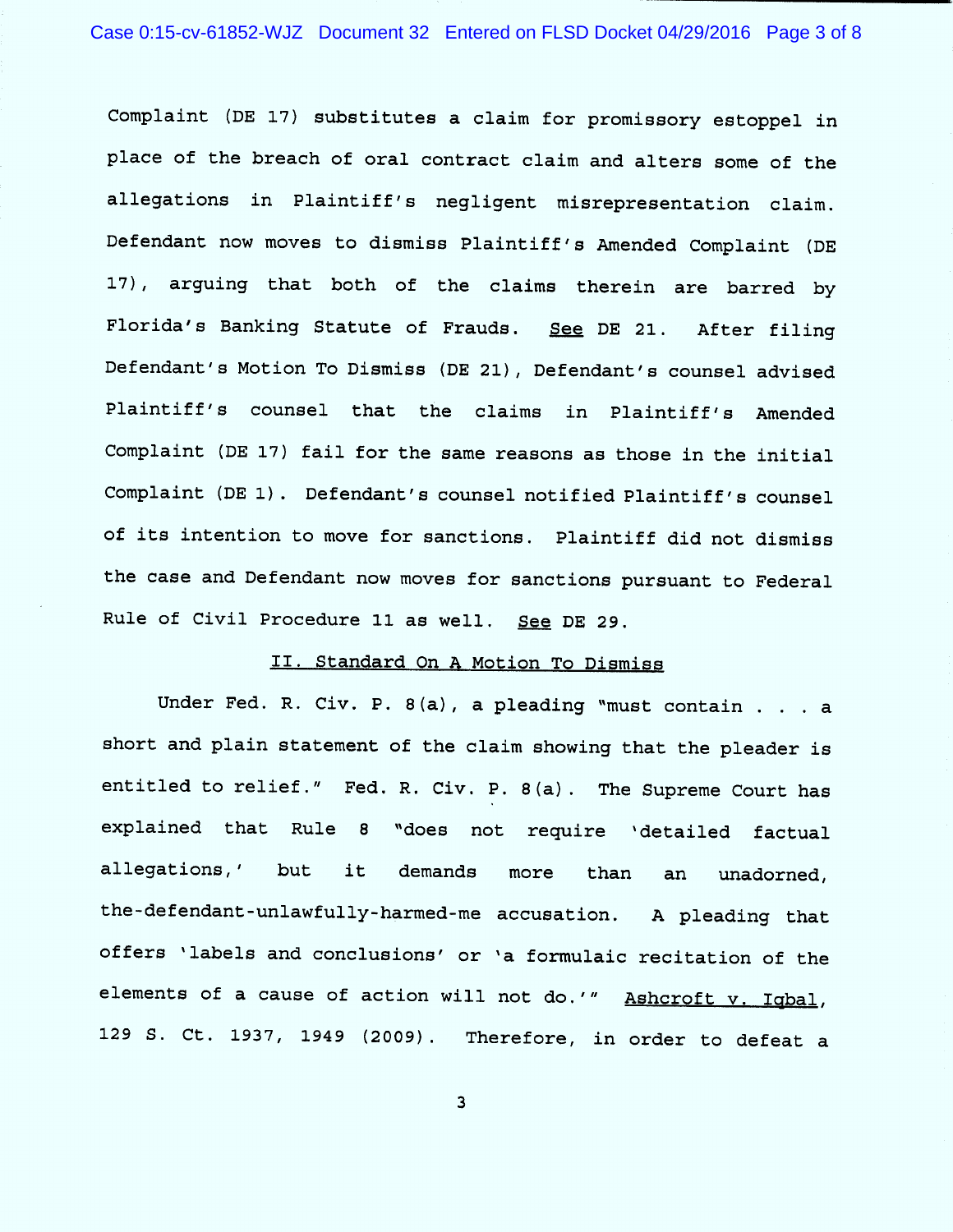Complaint (DE 17) substitutes a claim for promissory estoppel in place of the breach of oral contract claim and alters some of the allegations in Plaintiff's negligent misrepresentation claim. Defendant now moves to dismiss Plaintiff's Amended Complaint (DE 17), arguing that both of the claims therein are barred by Florida's Banking Statute of Frauds. See DE 21. After filing Defendant's Motion To Dismiss (DE 21), Defendant's counsel advised Plaintiff's counsel that the claims in Plaintiff's Amended Complaint (DE 17) fail for the same reasons as those in the initial Complaint (DE 1). Defendant's counsel notified Plaintiff's counsel of its intention to move for sanctions. Plaintiff did not dismiss the case and Defendant now moves for sanctions pursuant to Federal Rule of Civil Procedure 11 as well. See DE 29.

## II. Standard On A Motion To Dismiss

Under Fed. R. Civ. P. 8(a), a pleading "must contain . . . a short and plain statement of the claim showing that the pleader is entitled to relief." Fed. R. Civ. P. 8(a). The Supreme Court has explained that Rule 8 "does not require 'detailed factual allegations,' but it demands more than an unadorned, the-defendant-unlawfully-harmed-me accusation. A pleading that offers 'labels and conclusions' or 'a formulaic recitation of the elements of a cause of action will not do.'" Ashcroft v. Iqbal, 129 S. Ct. 1937, 1949 (2009). Therefore, in order to defeat a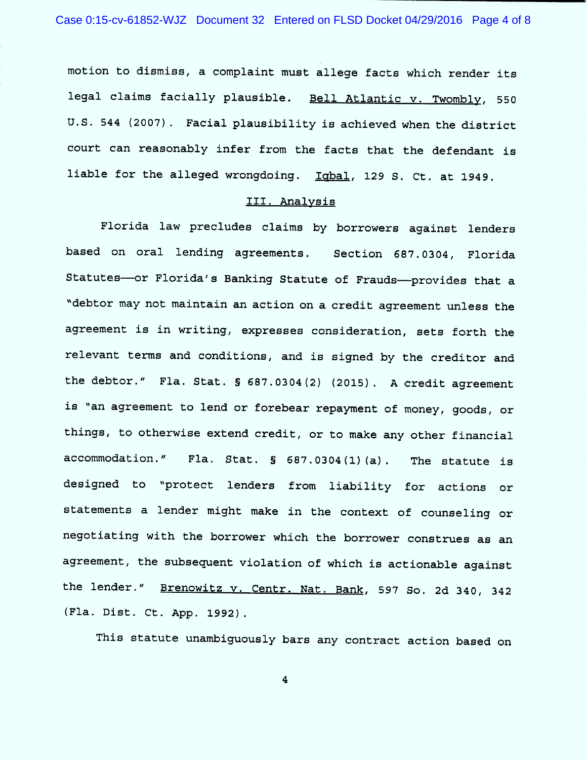motion to dismiss, a complaint must allege facts which render its legal claims facially plausible. Bell Atlantic v. Twombly, 550 U.S. 544 (2007). Facial plausibility is achieved when the district court can reasonably infer from the facts that the defendant is liable for the alleged wrongdoing. Iqbal, 129 S. Ct. at 1949.

## III. Analysis

Florida law precludes claims by borrowers against lenders based on oral lending agreements. Section 687.0304, Florida Statutes—or Florida's Banking Statute of Frauds—provides that a "debtor may not maintain an action on a credit agreement unless the agreement is in writing, expresses consideration, sets forth the relevant terms and conditions, and is signed by the creditor and the debtor." Fla. Stat. § 687.0304(2) (2015). A credit agreement is "an agreement to lend or forebear repayment of money, goods, or things, to otherwise extend credit, or to make any other financial accommodation." Fla. Stat. § 687.0304(1)(a). The statute is designed to "protect lenders from liability for actions or statements a lender might make in the context of counseling or negotiating with the borrower which the borrower construes as an agreement, the subsequent violation of which is actionable against the lender." Brenowitz v. Centr. Nat. Bank, 597 So. 2d 340, 342 (Fla. Dist. Ct. App. 1992).

This statute unambiguously bars any contract action based on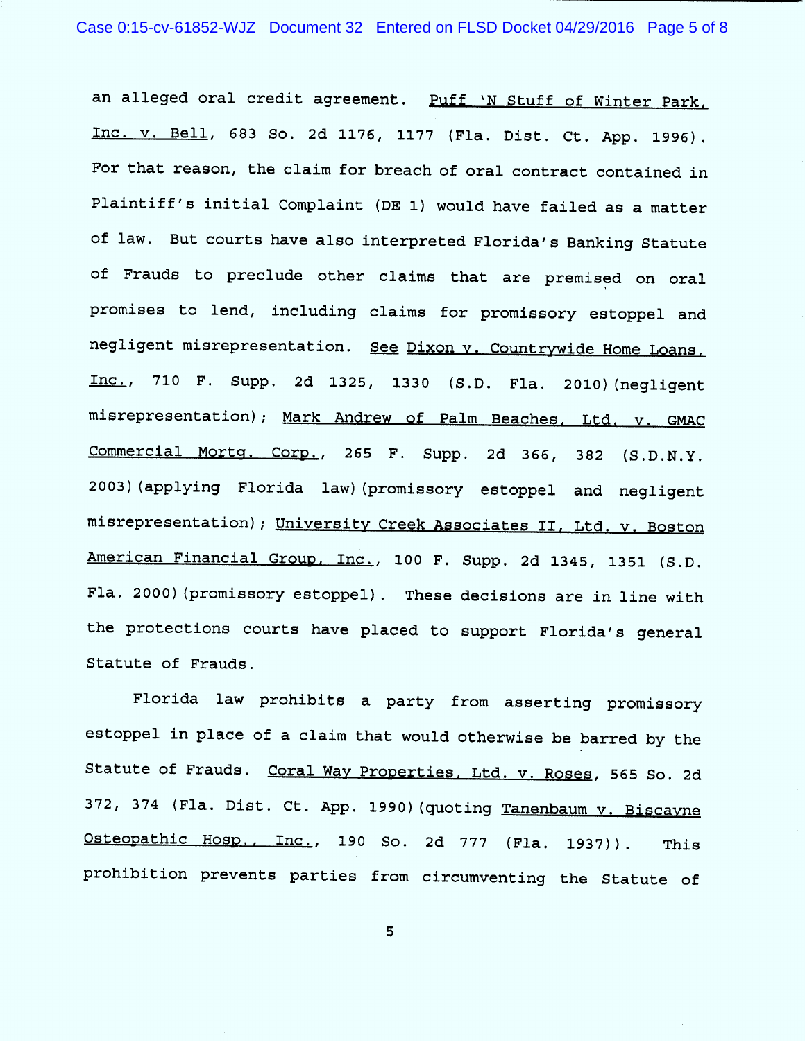an alleged oral credit agreement. Puff 'N Stuff of Winter Park, Inc. v. Bell, 683 So. 2d 1176, 1177 (Fla. Dist. Ct. App. 1996). For that reason, the claim for breach of oral contract contained in Plaintiff's initial Complaint (DE 1) would have failed as a matter of law. But courts have also interpreted Florida's Banking Statute of Frauds to preclude other claims that are premised on oral promises to lend, including claims for promissory estoppel and negligent misrepresentation. See Dixon v. Countrywide Home Loans, Inc., 710 F. Supp. 2d 1325, 1330 (S.D. Fla. 2010)(negligent misrepresentation); Mark Andrew of Palm Beaches, Ltd. v. GMAC Commercial Mortg. Corp., 265 F. Supp. 2d 366, 382 (S.D.N.Y. 2003)(applying Florida law)(promissory estoppel and negligent misrepresentation); University Creek Associates II, Ltd. v. Boston American Financial Group, Inc., 100 F. Supp. 2d 1345, 1351 (S.D. Fla. 2000)(promissory estoppel). These decisions are in line with the protections courts have placed to support Florida's general Statute of Frauds.

Florida law prohibits a party from asserting promissory estoppel in place of a claim that would otherwise be barred by the Statute of Frauds. Coral Way Properties, Ltd. v. Roses, 565 So. 2d 372, 374 (Fla. Dist. Ct. App. 1990)(quoting Tanenbaum v. Biscayne Osteopathic Hosp., Inc., 190 So. 2d 777 (Fla. 1937)). This prohibition prevents parties from circumventing the Statute of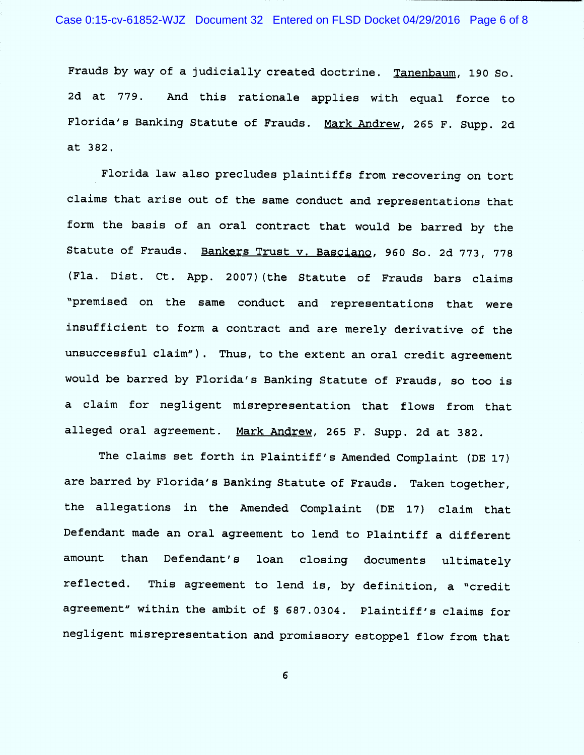Frauds by way of a judicially created doctrine. Tanenbaum, 190 So. 2d at 779. And this rationale applies with equal force to Florida's Banking Statute of Frauds. Mark Andrew, 265 F. Supp. 2d at 382.

Florida law also precludes plaintiffs from recovering on tort claims that arise out of the same conduct and representations that form the basis of an oral contract that would be barred by the Statute of Frauds. Bankers Trust v. Basciano, 960 So. 2d 773, 778 (Fla. Dist. Ct. App. 2007)(the Statute of Frauds bars claims "premised on the same conduct and representations that were insufficient to form a contract and are merely derivative of the unsuccessful claim"). Thus, to the extent an oral credit agreement would be barred by Florida's Banking Statute of Frauds, so too is a claim for negligent misrepresentation that flows from that alleged oral agreement. Mark Andrew, 265 F. Supp. 2d at 382.

The claims set forth in Plaintiff's Amended Complaint (DE 17) are barred by Florida's Banking Statute of Frauds. Taken together, the allegations in the Amended Complaint (DE 17) claim that Defendant made an oral agreement to lend to Plaintiff a different amount than Defendant's loan closing documents ultimately reflected. This agreement to lend is, by definition, a "credit agreement" within the ambit of § 687.0304. Plaintiff's claims for negligent misrepresentation and promissory estoppel flow from that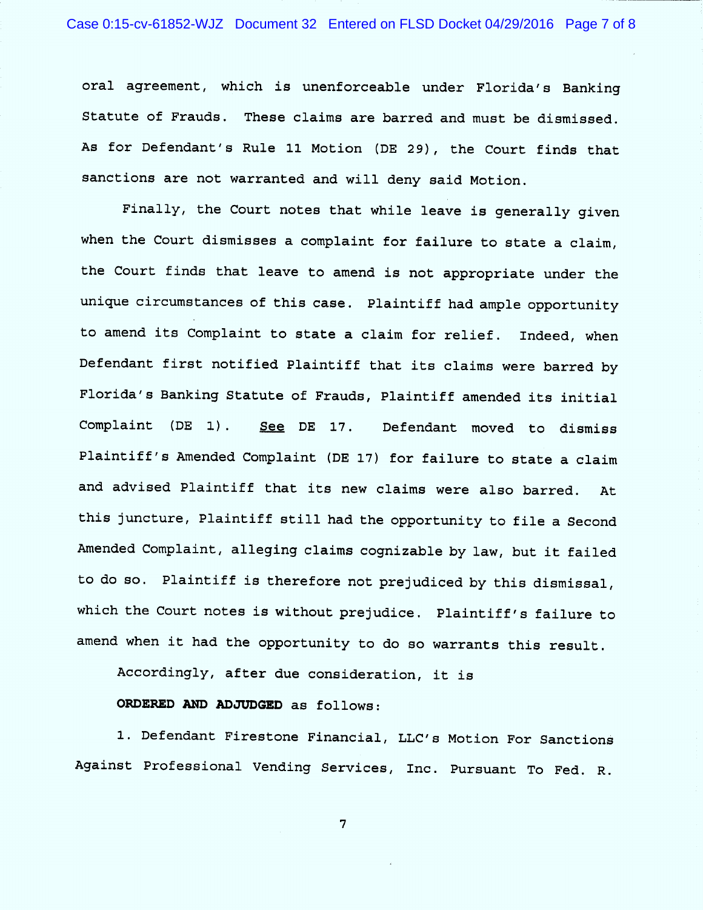oral agreement, which is unenforceable under Florida's Banking Statute of Frauds. These claims are barred and must be dismissed. As for Defendant's Rule 11 Motion (DE 29), the Court finds that sanctions are not warranted and will deny said Motion.

Finally, the Court notes that while leave is generally given when the Court dismisses a complaint for failure to state a claim, the Court finds that leave to amend is not appropriate under the unique circumstances of this case. Plaintiff had ample opportunity to amend its Complaint to state a claim for relief. Indeed, when Defendant first notified Plaintiff that its claims were barred by Florida's Banking Statute of Frauds, Plaintiff amended its initial Complaint (DE 1). See DE 17. Defendant moved to dismiss Plaintiff's Amended Complaint (DE 17) for failure to state a claim and advised Plaintiff that its new claims were also barred. At this juncture, Plaintiff still had the opportunity to file a Second Amended Complaint, alleging claims cognizable by law, but it failed to do so. Plaintiff is therefore not prejudiced by this dismissal, which the Court notes is without prejudice. Plaintiff's failure to amend when it had the opportunity to do so warrants this result.

Accordingly, after due consideration, it is

**ORDERED AND ADJUDGED** as follows:

1. Defendant Firestone Financial, LLC's Motion For Sanctions Against Professional Vending Services, Inc. Pursuant To Fed. R.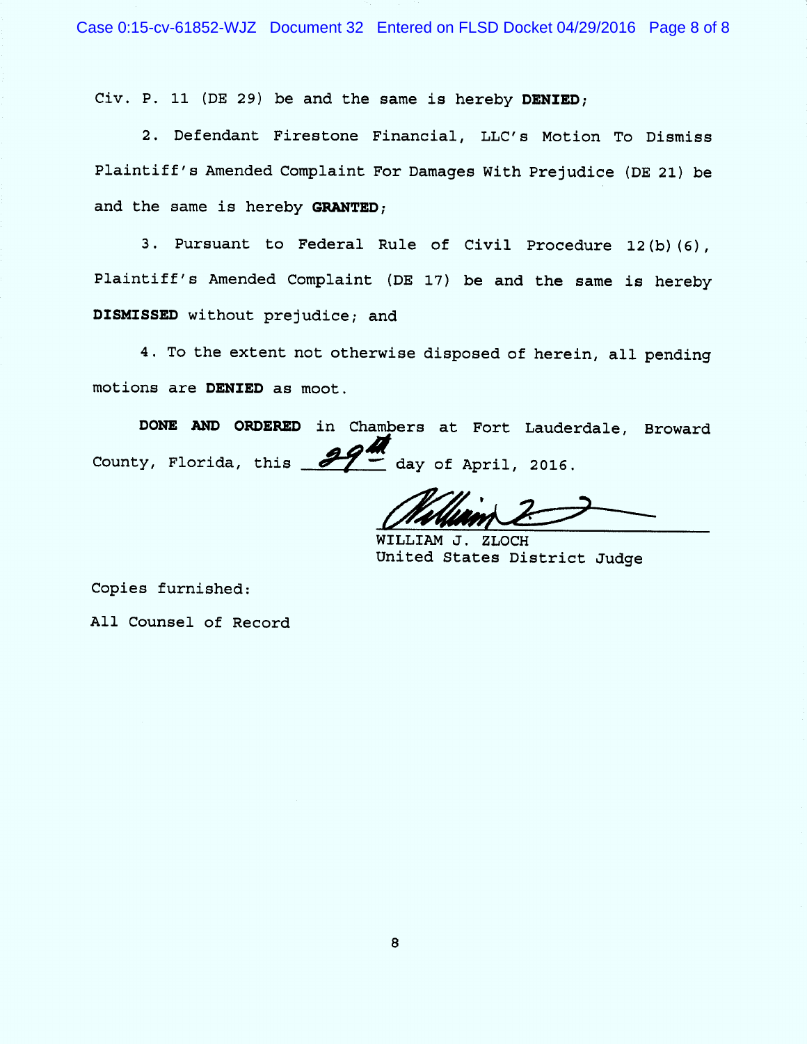Civ. P. 11 (DE 29) be and the same is hereby **DENIED**;

2. Defendant Firestone Financial, LLC's Motion To Dismiss Plaintiff's Amended Complaint For Damages With Prejudice (DE 21) be and the same is hereby **GRANTED**;

3. Pursuant to Federal Rule of Civil Procedure 12(b)(6), Plaintiff's Amended Complaint (DE 17) be and the same is hereby **DISMISSED** without prejudice; and

4. To the extent not otherwise disposed of herein, all pending motions are **DENIED** as moot.

**DONE AND ORDERED** in Chambers at Fort Lauderdale, Broward County, Florida, this 29th day of April, 2016.

WILLIAM J. ZLOCH
United States District Judge

Copies furnished:

All Counsel of Record